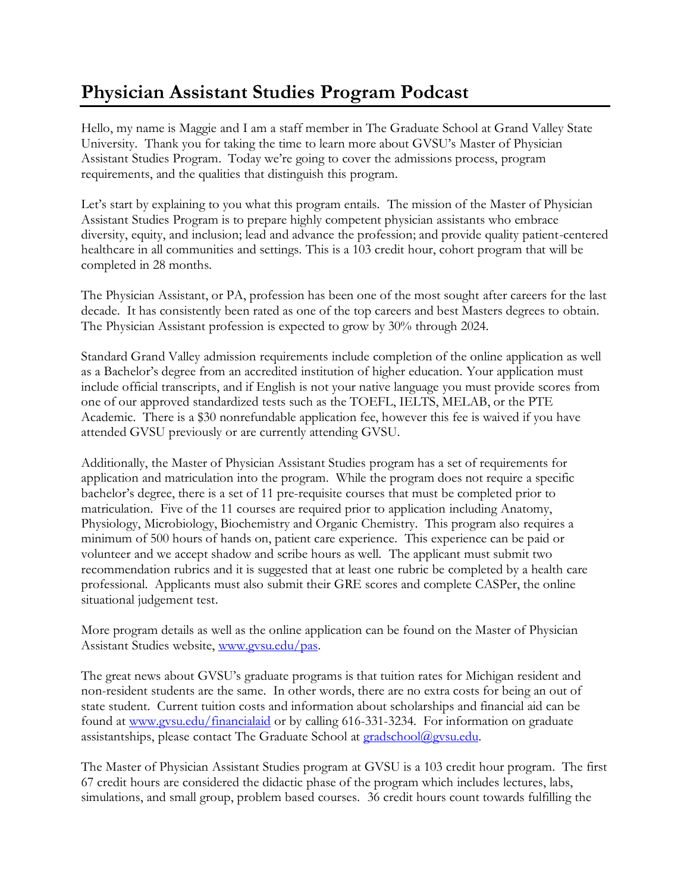# Physician Assistant Studies Program Podcast

Hello, my name is Maggie and I am a staff member in The Graduate School at Grand Valley State University. Thank you for taking the time to learn more about GVSU's Master of Physician Assistant Studies Program. Today we're going to cover the admissions process, program requirements, and the qualities that distinguish this program.

Let's start by explaining to you what this program entails. The mission of the Master of Physician Assistant Studies Program is to prepare highly competent physician assistants who embrace diversity, equity, and inclusion; lead and advance the profession; and provide quality patient-centered healthcare in all communities and settings. This is a 103 credit hour, cohort program that will be completed in 28 months.

The Physician Assistant, or PA, profession has been one of the most sought after careers for the last decade. It has consistently been rated as one of the top careers and best Masters degrees to obtain. The Physician Assistant profession is expected to grow by 30% through 2024.

Standard Grand Valley admission requirements include completion of the online application as well as a Bachelor's degree from an accredited institution of higher education. Your application must include official transcripts, and if English is not your native language you must provide scores from one of our approved standardized tests such as the TOEFL, IELTS, MELAB, or the PTE Academic. There is a $30 nonrefundable application fee, however this fee is waived if you have attended GVSU previously or are currently attending GVSU.

Additionally, the Master of Physician Assistant Studies program has a set of requirements for application and matriculation into the program. While the program does not require a specific bachelor's degree, there is a set of 11 pre-requisite courses that must be completed prior to matriculation. Five of the 11 courses are required prior to application including Anatomy, Physiology, Microbiology, Biochemistry and Organic Chemistry. This program also requires a minimum of 500 hours of hands on, patient care experience. This experience can be paid or volunteer and we accept shadow and scribe hours as well. The applicant must submit two recommendation rubrics and it is suggested that at least one rubric be completed by a health care professional. Applicants must also submit their GRE scores and complete CASPer, the online situational judgement test.

More program details as well as the online application can be found on the Master of Physician Assistant Studies website, [www.gvsu.edu/pas](http://www.gvsu.edu/pas).

The great news about GVSU's graduate programs is that tuition rates for Michigan resident and non-resident students are the same. In other words, there are no extra costs for being an out of state student. Current tuition costs and information about scholarships and financial aid can be found at [www.gvsu.edu/financialaid](http://www.gvsu.edu/financialaid) or by calling 616-331-3234. For information on graduate assistantships, please contact The Graduate School at [gradschool@gvsu.edu](mailto:gradschool@gvsu.edu).

The Master of Physician Assistant Studies program at GVSU is a 103 credit hour program. The first 67 credit hours are considered the didactic phase of the program which includes lectures, labs, simulations, and small group, problem based courses. 36 credit hours count towards fulfilling the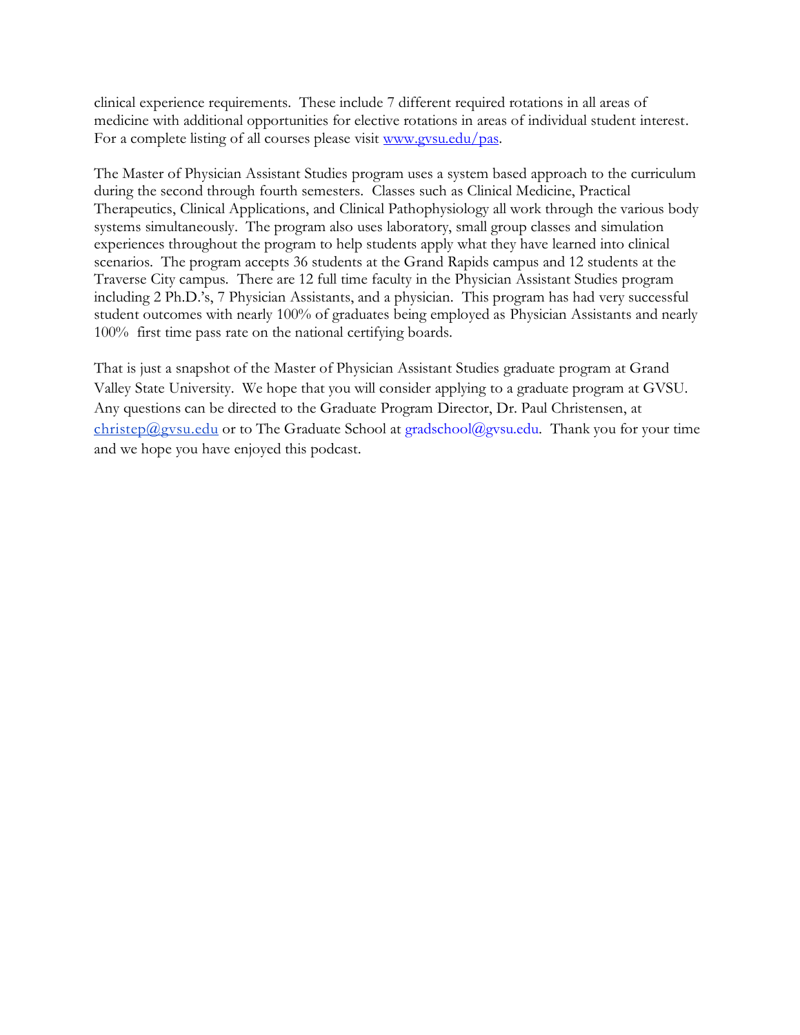clinical experience requirements. These include 7 different required rotations in all areas of medicine with additional opportunities for elective rotations in areas of individual student interest. For a complete listing of all courses please visit [www.gvsu.edu/pas](www.gvsu.edu/pas).

The Master of Physician Assistant Studies program uses a system based approach to the curriculum during the second through fourth semesters. Classes such as Clinical Medicine, Practical Therapeutics, Clinical Applications, and Clinical Pathophysiology all work through the various body systems simultaneously. The program also uses laboratory, small group classes and simulation experiences throughout the program to help students apply what they have learned into clinical scenarios. The program accepts 36 students at the Grand Rapids campus and 12 students at the Traverse City campus. There are 12 full time faculty in the Physician Assistant Studies program including 2 Ph.D.'s, 7 Physician Assistants, and a physician. This program has had very successful student outcomes with nearly 100% of graduates being employed as Physician Assistants and nearly 100% first time pass rate on the national certifying boards.

That is just a snapshot of the Master of Physician Assistant Studies graduate program at Grand Valley State University. We hope that you will consider applying to a graduate program at GVSU. Any questions can be directed to the Graduate Program Director, Dr. Paul Christensen, at [christep@gvsu.edu](mailto:christep@gvsu.edu) or to The Graduate School at gradschool@gvsu.edu. Thank you for your time and we hope you have enjoyed this podcast.